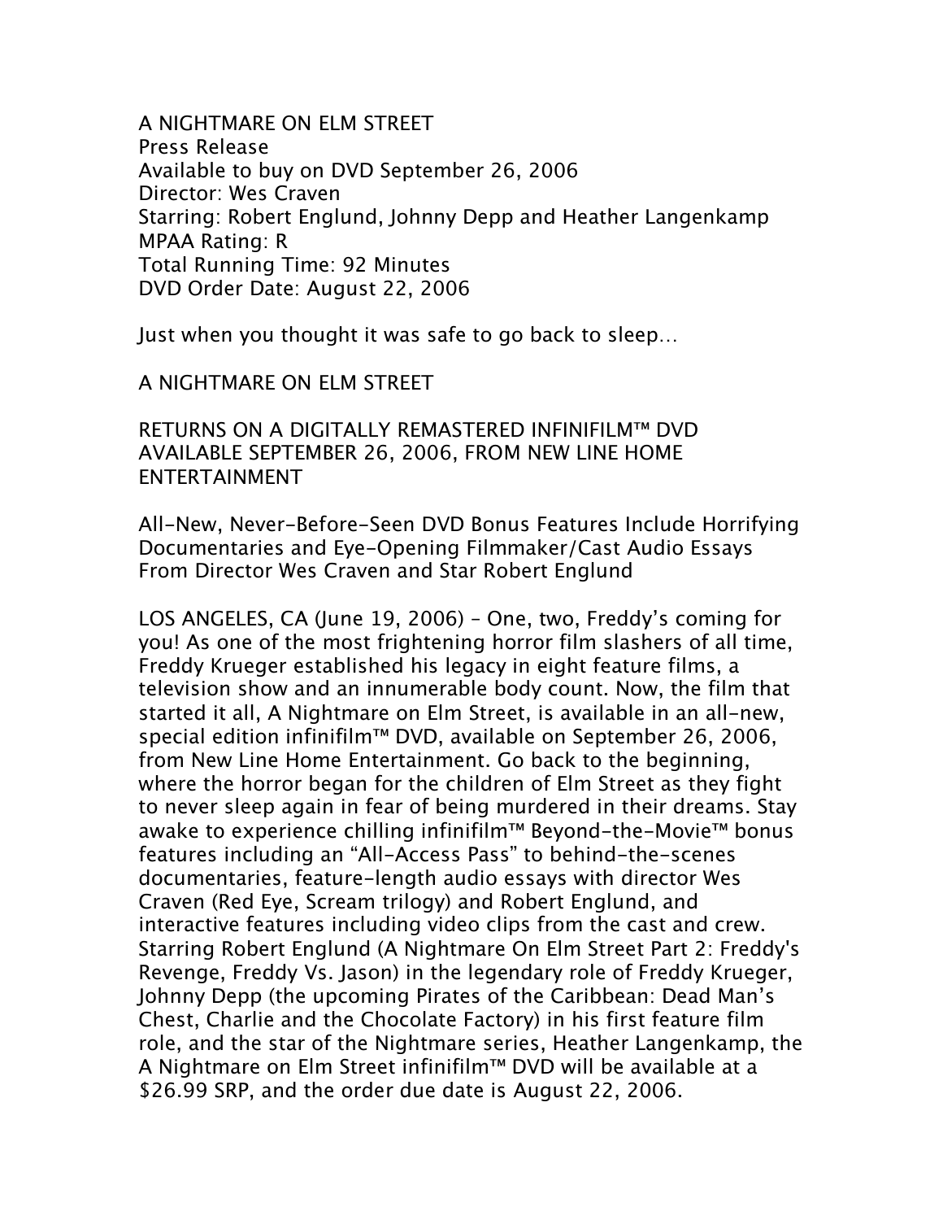A NIGHTMARE ON ELM STREET
Press Release
Available to buy on DVD September 26, 2006
Director: Wes Craven
Starring: Robert Englund, Johnny Depp and Heather Langenkamp
MPAA Rating: R
Total Running Time: 92 Minutes
DVD Order Date: August 22, 2006

Just when you thought it was safe to go back to sleep…

A NIGHTMARE ON ELM STREET

RETURNS ON A DIGITALLY REMASTERED INFINIFILM™ DVD AVAILABLE SEPTEMBER 26, 2006, FROM NEW LINE HOME ENTERTAINMENT

All-New, Never-Before-Seen DVD Bonus Features Include Horrifying Documentaries and Eye-Opening Filmmaker/Cast Audio Essays From Director Wes Craven and Star Robert Englund

LOS ANGELES, CA (June 19, 2006) – One, two, Freddy's coming for you! As one of the most frightening horror film slashers of all time, Freddy Krueger established his legacy in eight feature films, a television show and an innumerable body count. Now, the film that started it all, A Nightmare on Elm Street, is available in an all-new, special edition infinifilm™ DVD, available on September 26, 2006, from New Line Home Entertainment. Go back to the beginning, where the horror began for the children of Elm Street as they fight to never sleep again in fear of being murdered in their dreams. Stay awake to experience chilling infinifilm™ Beyond-the-Movie™ bonus features including an "All-Access Pass" to behind-the-scenes documentaries, feature-length audio essays with director Wes Craven (Red Eye, Scream trilogy) and Robert Englund, and interactive features including video clips from the cast and crew. Starring Robert Englund (A Nightmare On Elm Street Part 2: Freddy's Revenge, Freddy Vs. Jason) in the legendary role of Freddy Krueger, Johnny Depp (the upcoming Pirates of the Caribbean: Dead Man's Chest, Charlie and the Chocolate Factory) in his first feature film role, and the star of the Nightmare series, Heather Langenkamp, the A Nightmare on Elm Street infinifilm™ DVD will be available at a $26.99 SRP, and the order due date is August 22, 2006.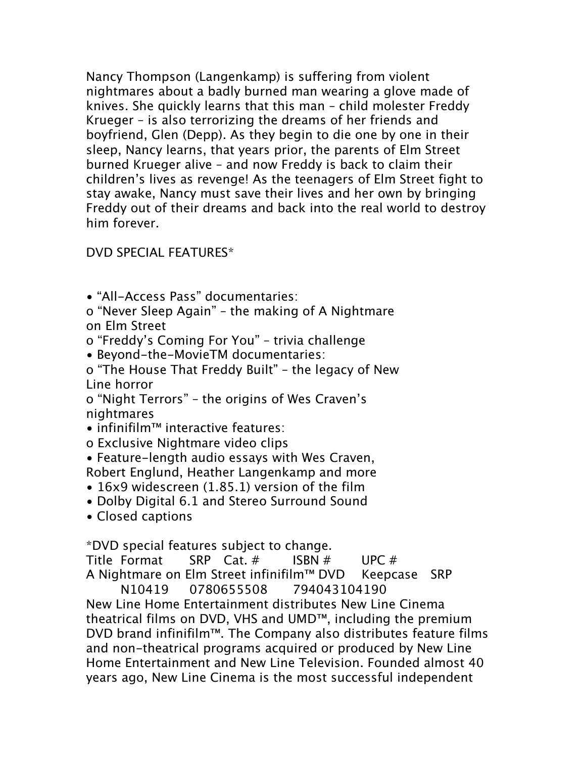Nancy Thompson (Langenkamp) is suffering from violent nightmares about a badly burned man wearing a glove made of knives. She quickly learns that this man – child molester Freddy Krueger – is also terrorizing the dreams of her friends and boyfriend, Glen (Depp). As they begin to die one by one in their sleep, Nancy learns, that years prior, the parents of Elm Street burned Krueger alive – and now Freddy is back to claim their children's lives as revenge! As the teenagers of Elm Street fight to stay awake, Nancy must save their lives and her own by bringing Freddy out of their dreams and back into the real world to destroy him forever.

DVD SPECIAL FEATURES*

- "All-Access Pass" documentaries:
  - "Never Sleep Again" – the making of A Nightmare on Elm Street
  - "Freddy's Coming For You" – trivia challenge
- Beyond-the-MovieTM documentaries:
  - "The House That Freddy Built" – the legacy of New Line horror
  - "Night Terrors" – the origins of Wes Craven's nightmares
- infinifilm™ interactive features:
  - Exclusive Nightmare video clips
- Feature-length audio essays with Wes Craven, Robert Englund, Heather Langenkamp and more
- 16x9 widescreen (1.85.1) version of the film
- Dolby Digital 6.1 and Stereo Surround Sound
- Closed captions

*DVD special features subject to change.

| Title | Format | SRP | Cat. # | ISBN # | UPC # |
|---|---|---|---|---|---|
| A Nightmare on Elm Street infinifilm™ DVD | Keepcase | SRP | N10419 | 0780655508 | 794043104190 |

New Line Home Entertainment distributes New Line Cinema theatrical films on DVD, VHS and UMD™, including the premium DVD brand infinifilm™. The Company also distributes feature films and non-theatrical programs acquired or produced by New Line Home Entertainment and New Line Television. Founded almost 40 years ago, New Line Cinema is the most successful independent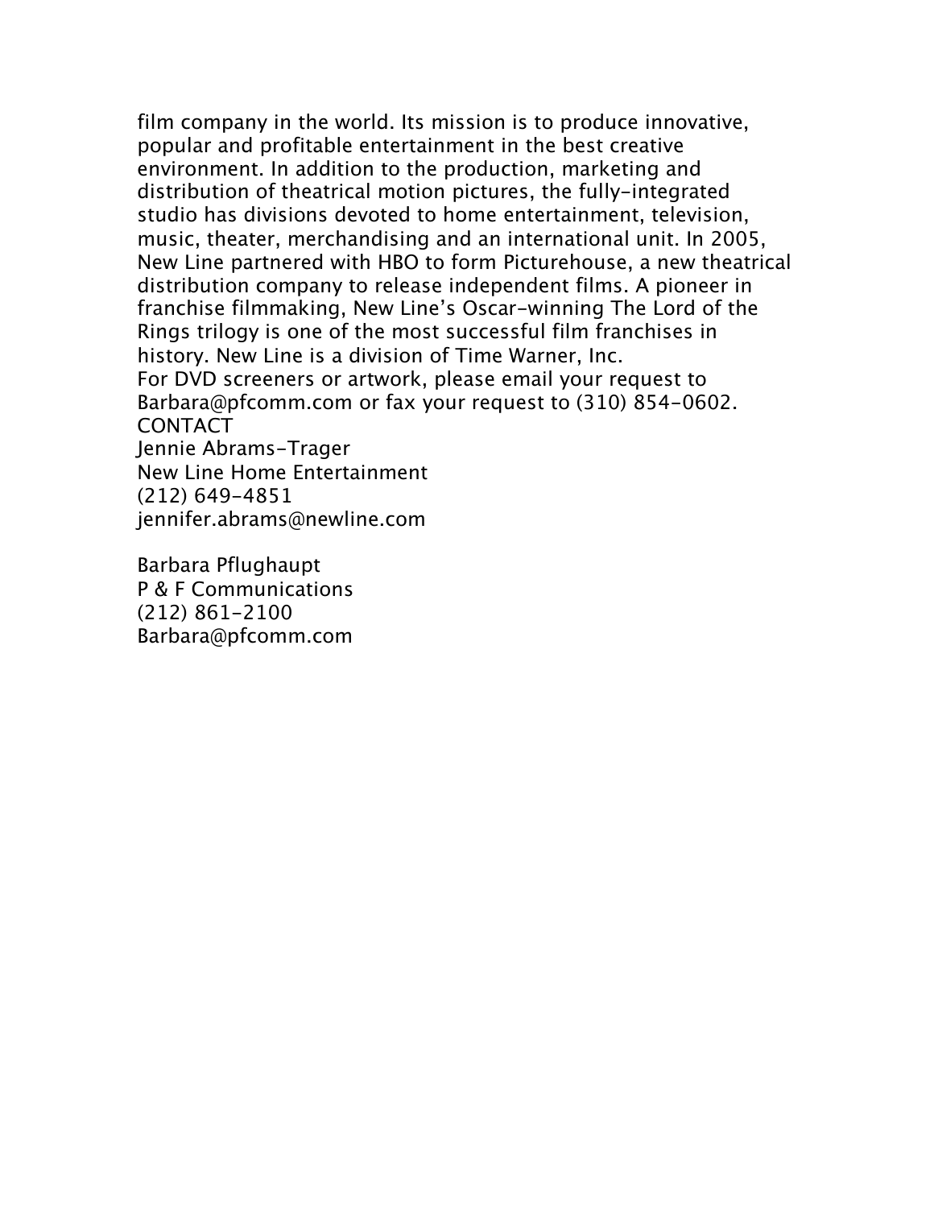film company in the world. Its mission is to produce innovative, popular and profitable entertainment in the best creative environment. In addition to the production, marketing and distribution of theatrical motion pictures, the fully-integrated studio has divisions devoted to home entertainment, television, music, theater, merchandising and an international unit. In 2005, New Line partnered with HBO to form Picturehouse, a new theatrical distribution company to release independent films. A pioneer in franchise filmmaking, New Line's Oscar-winning The Lord of the Rings trilogy is one of the most successful film franchises in history. New Line is a division of Time Warner, Inc.

For DVD screeners or artwork, please email your request to Barbara@pfcomm.com or fax your request to (310) 854-0602.

CONTACT

Jennie Abrams-Trager
New Line Home Entertainment
(212) 649-4851
jennifer.abrams@newline.com

Barbara Pflughaupt
P & F Communications
(212) 861-2100
Barbara@pfcomm.com